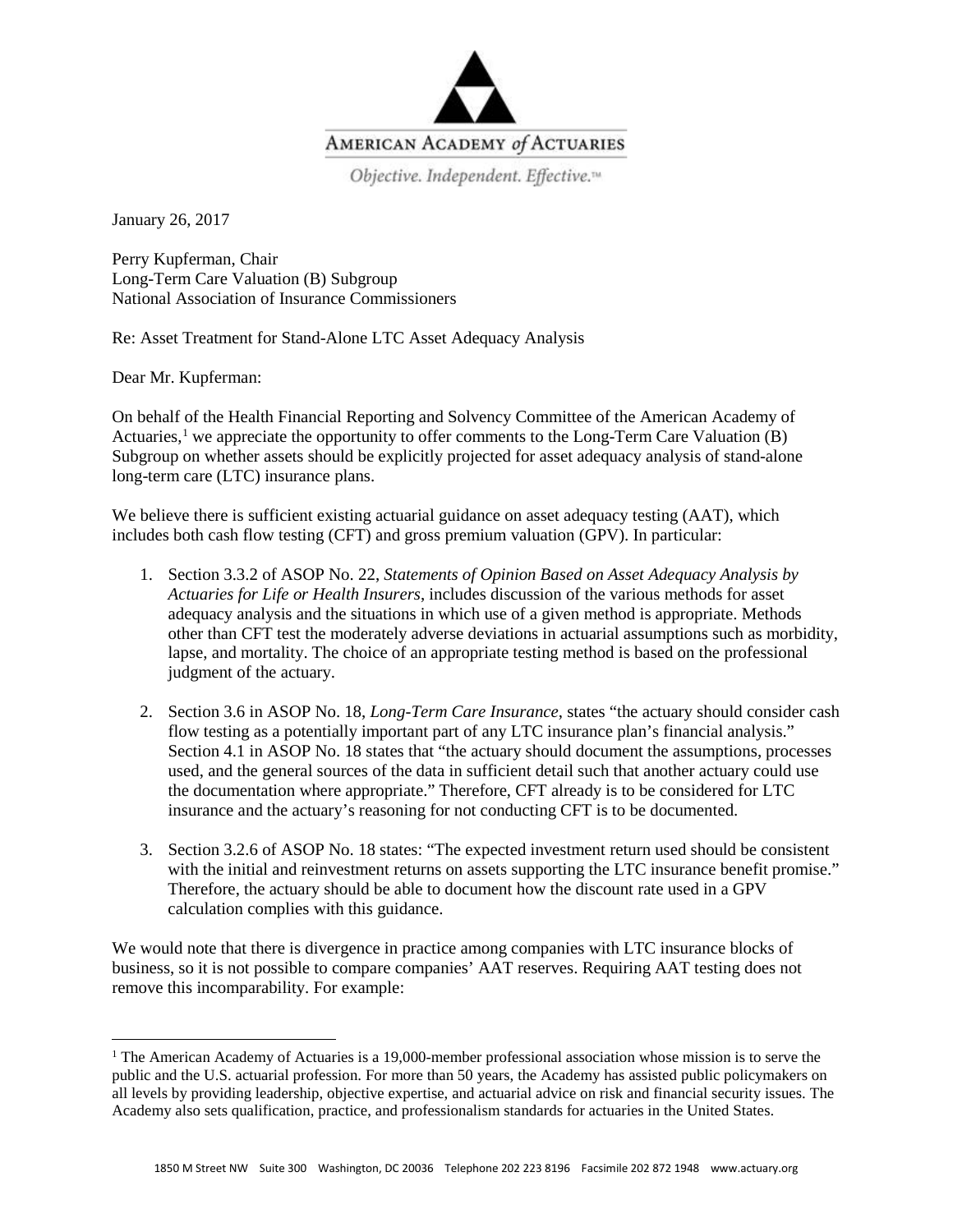AMERICAN ACADEMY *of* ACTUARIES

*Objective. Independent. Effective.*™

January 26, 2017

Perry Kupferman, Chair
Long-Term Care Valuation (B) Subgroup
National Association of Insurance Commissioners

Re: Asset Treatment for Stand-Alone LTC Asset Adequacy Analysis

Dear Mr. Kupferman:

On behalf of the Health Financial Reporting and Solvency Committee of the American Academy of Actuaries,[1] we appreciate the opportunity to offer comments to the Long-Term Care Valuation (B) Subgroup on whether assets should be explicitly projected for asset adequacy analysis of stand-alone long-term care (LTC) insurance plans.

We believe there is sufficient existing actuarial guidance on asset adequacy testing (AAT), which includes both cash flow testing (CFT) and gross premium valuation (GPV). In particular:

1. Section 3.3.2 of ASOP No. 22, *Statements of Opinion Based on Asset Adequacy Analysis by Actuaries for Life or Health Insurers*, includes discussion of the various methods for asset adequacy analysis and the situations in which use of a given method is appropriate. Methods other than CFT test the moderately adverse deviations in actuarial assumptions such as morbidity, lapse, and mortality. The choice of an appropriate testing method is based on the professional judgment of the actuary.

2. Section 3.6 in ASOP No. 18, *Long-Term Care Insurance*, states "the actuary should consider cash flow testing as a potentially important part of any LTC insurance plan's financial analysis." Section 4.1 in ASOP No. 18 states that "the actuary should document the assumptions, processes used, and the general sources of the data in sufficient detail such that another actuary could use the documentation where appropriate." Therefore, CFT already is to be considered for LTC insurance and the actuary's reasoning for not conducting CFT is to be documented.

3. Section 3.2.6 of ASOP No. 18 states: "The expected investment return used should be consistent with the initial and reinvestment returns on assets supporting the LTC insurance benefit promise." Therefore, the actuary should be able to document how the discount rate used in a GPV calculation complies with this guidance.

We would note that there is divergence in practice among companies with LTC insurance blocks of business, so it is not possible to compare companies' AAT reserves. Requiring AAT testing does not remove this incomparability. For example:

[1] The American Academy of Actuaries is a 19,000-member professional association whose mission is to serve the public and the U.S. actuarial profession. For more than 50 years, the Academy has assisted public policymakers on all levels by providing leadership, objective expertise, and actuarial advice on risk and financial security issues. The Academy also sets qualification, practice, and professionalism standards for actuaries in the United States.

1850 M Street NW Suite 300 Washington, DC 20036 Telephone 202 223 8196 Facsimile 202 872 1948 www.actuary.org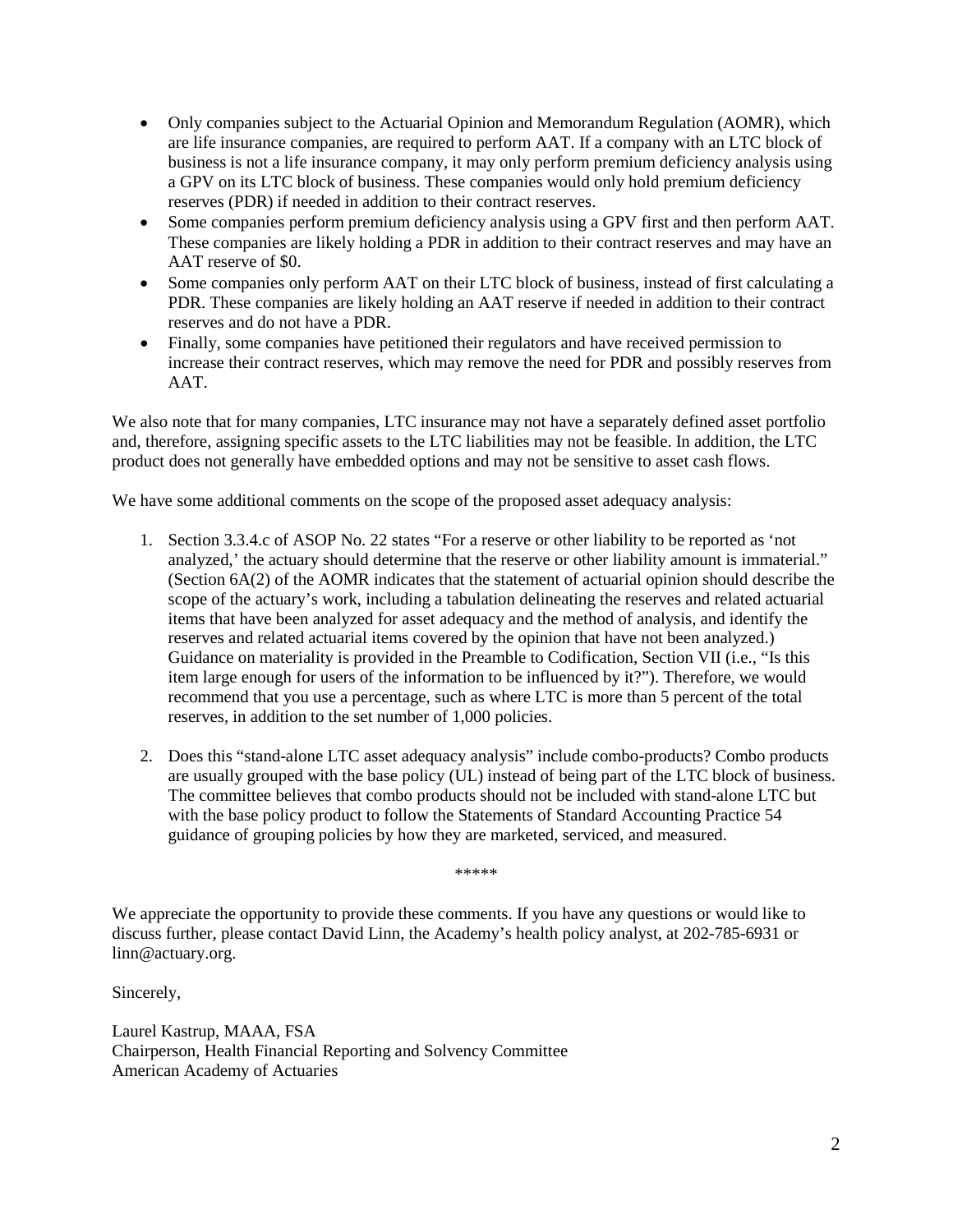- Only companies subject to the Actuarial Opinion and Memorandum Regulation (AOMR), which are life insurance companies, are required to perform AAT. If a company with an LTC block of business is not a life insurance company, it may only perform premium deficiency analysis using a GPV on its LTC block of business. These companies would only hold premium deficiency reserves (PDR) if needed in addition to their contract reserves.
- Some companies perform premium deficiency analysis using a GPV first and then perform AAT. These companies are likely holding a PDR in addition to their contract reserves and may have an AAT reserve of $0.
- Some companies only perform AAT on their LTC block of business, instead of first calculating a PDR. These companies are likely holding an AAT reserve if needed in addition to their contract reserves and do not have a PDR.
- Finally, some companies have petitioned their regulators and have received permission to increase their contract reserves, which may remove the need for PDR and possibly reserves from AAT.

We also note that for many companies, LTC insurance may not have a separately defined asset portfolio and, therefore, assigning specific assets to the LTC liabilities may not be feasible. In addition, the LTC product does not generally have embedded options and may not be sensitive to asset cash flows.

We have some additional comments on the scope of the proposed asset adequacy analysis:

1. Section 3.3.4.c of ASOP No. 22 states "For a reserve or other liability to be reported as 'not analyzed,' the actuary should determine that the reserve or other liability amount is immaterial." (Section 6A(2) of the AOMR indicates that the statement of actuarial opinion should describe the scope of the actuary's work, including a tabulation delineating the reserves and related actuarial items that have been analyzed for asset adequacy and the method of analysis, and identify the reserves and related actuarial items covered by the opinion that have not been analyzed.) Guidance on materiality is provided in the Preamble to Codification, Section VII (i.e., "Is this item large enough for users of the information to be influenced by it?"). Therefore, we would recommend that you use a percentage, such as where LTC is more than 5 percent of the total reserves, in addition to the set number of 1,000 policies.

2. Does this "stand-alone LTC asset adequacy analysis" include combo-products? Combo products are usually grouped with the base policy (UL) instead of being part of the LTC block of business. The committee believes that combo products should not be included with stand-alone LTC but with the base policy product to follow the Statements of Standard Accounting Practice 54 guidance of grouping policies by how they are marketed, serviced, and measured.

\*\*\*\*\*

We appreciate the opportunity to provide these comments. If you have any questions or would like to discuss further, please contact David Linn, the Academy's health policy analyst, at 202-785-6931 or linn@actuary.org.

Sincerely,

Laurel Kastrup, MAAA, FSA
Chairperson, Health Financial Reporting and Solvency Committee
American Academy of Actuaries